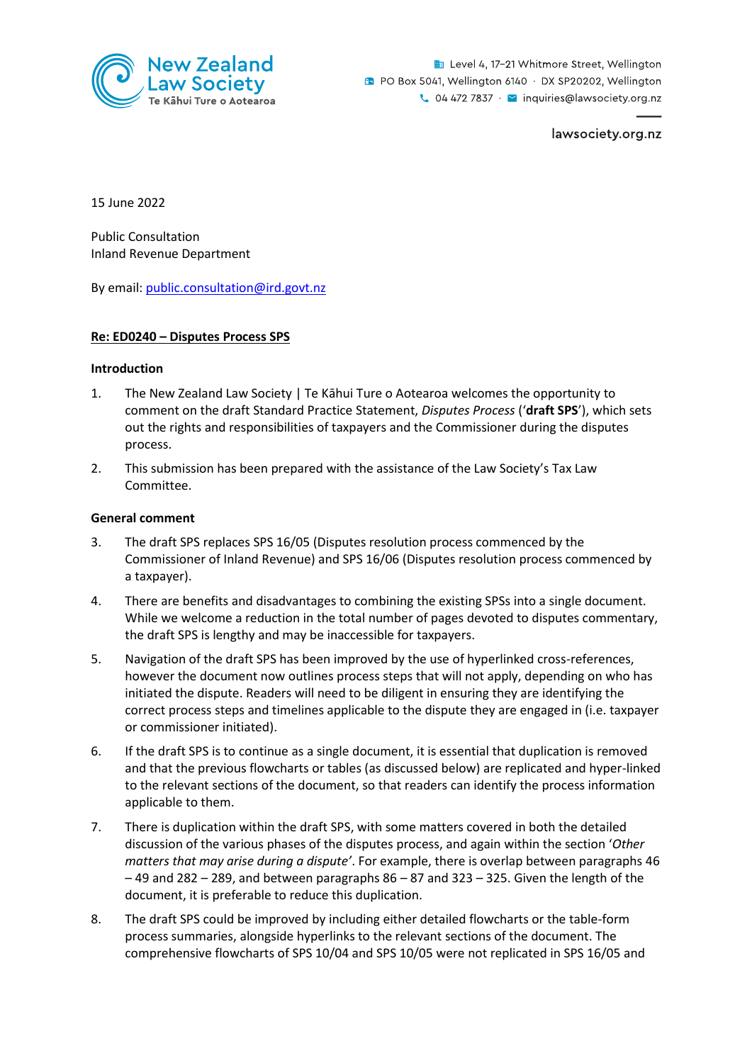New Zealand Law Society
Te Kāhui Ture o Aotearoa

Level 4, 17–21 Whitmore Street, Wellington
PO Box 5041, Wellington 6140 · DX SP20202, Wellington
04 472 7837 · inquiries@lawsociety.org.nz

lawsociety.org.nz

15 June 2022

Public Consultation
Inland Revenue Department

By email: public.consultation@ird.govt.nz

**Re: ED0240 – Disputes Process SPS**

**Introduction**

1. The New Zealand Law Society | Te Kāhui Ture o Aotearoa welcomes the opportunity to comment on the draft Standard Practice Statement, *Disputes Process* ('**draft SPS**'), which sets out the rights and responsibilities of taxpayers and the Commissioner during the disputes process.

2. This submission has been prepared with the assistance of the Law Society's Tax Law Committee.

**General comment**

3. The draft SPS replaces SPS 16/05 (Disputes resolution process commenced by the Commissioner of Inland Revenue) and SPS 16/06 (Disputes resolution process commenced by a taxpayer).

4. There are benefits and disadvantages to combining the existing SPSs into a single document. While we welcome a reduction in the total number of pages devoted to disputes commentary, the draft SPS is lengthy and may be inaccessible for taxpayers.

5. Navigation of the draft SPS has been improved by the use of hyperlinked cross-references, however the document now outlines process steps that will not apply, depending on who has initiated the dispute. Readers will need to be diligent in ensuring they are identifying the correct process steps and timelines applicable to the dispute they are engaged in (i.e. taxpayer or commissioner initiated).

6. If the draft SPS is to continue as a single document, it is essential that duplication is removed and that the previous flowcharts or tables (as discussed below) are replicated and hyper-linked to the relevant sections of the document, so that readers can identify the process information applicable to them.

7. There is duplication within the draft SPS, with some matters covered in both the detailed discussion of the various phases of the disputes process, and again within the section '*Other matters that may arise during a dispute*'. For example, there is overlap between paragraphs 46 – 49 and 282 – 289, and between paragraphs 86 – 87 and 323 – 325. Given the length of the document, it is preferable to reduce this duplication.

8. The draft SPS could be improved by including either detailed flowcharts or the table-form process summaries, alongside hyperlinks to the relevant sections of the document. The comprehensive flowcharts of SPS 10/04 and SPS 10/05 were not replicated in SPS 16/05 and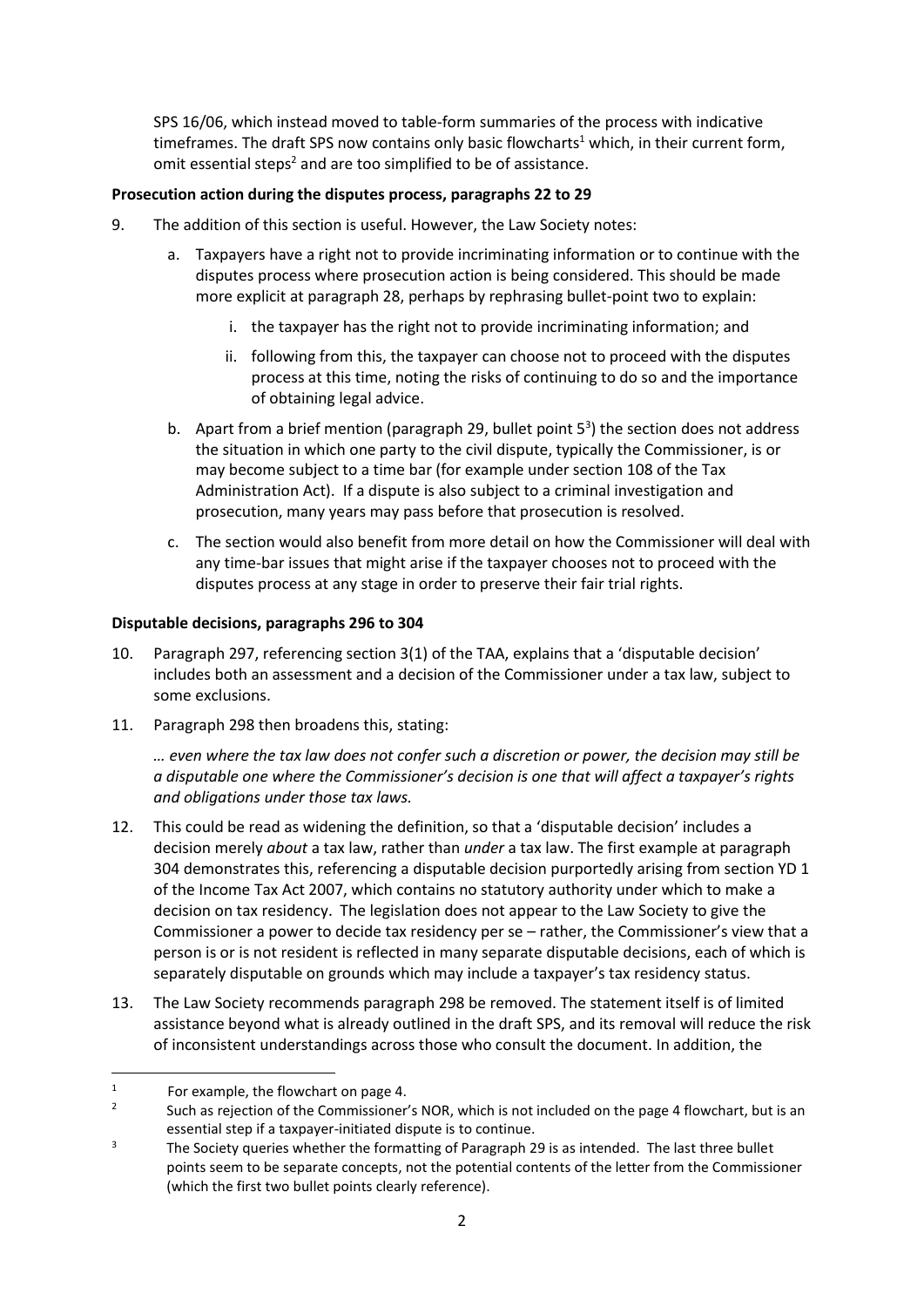SPS 16/06, which instead moved to table-form summaries of the process with indicative timeframes. The draft SPS now contains only basic flowcharts[1] which, in their current form, omit essential steps[2] and are too simplified to be of assistance.

**Prosecution action during the disputes process, paragraphs 22 to 29**

9. The addition of this section is useful. However, the Law Society notes:

    a. Taxpayers have a right not to provide incriminating information or to continue with the disputes process where prosecution action is being considered. This should be made more explicit at paragraph 28, perhaps by rephrasing bullet-point two to explain:

        i. the taxpayer has the right not to provide incriminating information; and

        ii. following from this, the taxpayer can choose not to proceed with the disputes process at this time, noting the risks of continuing to do so and the importance of obtaining legal advice.

    b. Apart from a brief mention (paragraph 29, bullet point 5[3]) the section does not address the situation in which one party to the civil dispute, typically the Commissioner, is or may become subject to a time bar (for example under section 108 of the Tax Administration Act). If a dispute is also subject to a criminal investigation and prosecution, many years may pass before that prosecution is resolved.

    c. The section would also benefit from more detail on how the Commissioner will deal with any time-bar issues that might arise if the taxpayer chooses not to proceed with the disputes process at any stage in order to preserve their fair trial rights.

**Disputable decisions, paragraphs 296 to 304**

10. Paragraph 297, referencing section 3(1) of the TAA, explains that a 'disputable decision' includes both an assessment and a decision of the Commissioner under a tax law, subject to some exclusions.

11. Paragraph 298 then broadens this, stating:

    *… even where the tax law does not confer such a discretion or power, the decision may still be a disputable one where the Commissioner's decision is one that will affect a taxpayer's rights and obligations under those tax laws.*

12. This could be read as widening the definition, so that a 'disputable decision' includes a decision merely *about* a tax law, rather than *under* a tax law. The first example at paragraph 304 demonstrates this, referencing a disputable decision purportedly arising from section YD 1 of the Income Tax Act 2007, which contains no statutory authority under which to make a decision on tax residency. The legislation does not appear to the Law Society to give the Commissioner a power to decide tax residency per se – rather, the Commissioner's view that a person is or is not resident is reflected in many separate disputable decisions, each of which is separately disputable on grounds which may include a taxpayer's tax residency status.

13. The Law Society recommends paragraph 298 be removed. The statement itself is of limited assistance beyond what is already outlined in the draft SPS, and its removal will reduce the risk of inconsistent understandings across those who consult the document. In addition, the

---

[1] For example, the flowchart on page 4.

[2] Such as rejection of the Commissioner's NOR, which is not included on the page 4 flowchart, but is an essential step if a taxpayer-initiated dispute is to continue.

[3] The Society queries whether the formatting of Paragraph 29 is as intended. The last three bullet points seem to be separate concepts, not the potential contents of the letter from the Commissioner (which the first two bullet points clearly reference).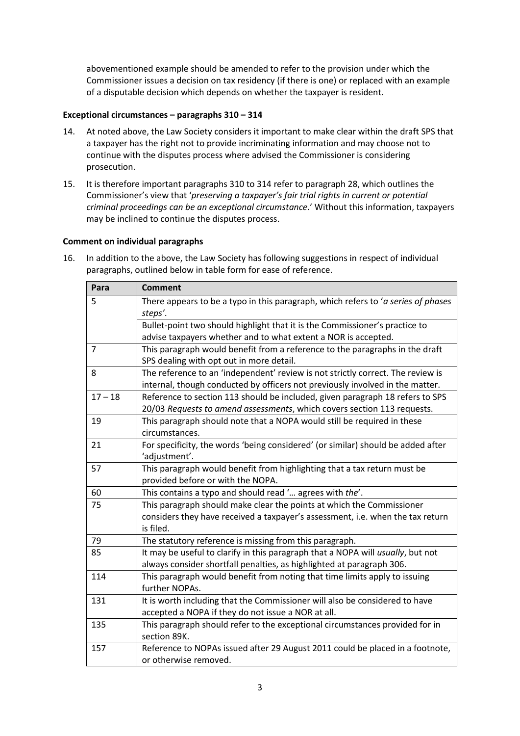abovementioned example should be amended to refer to the provision under which the Commissioner issues a decision on tax residency (if there is one) or replaced with an example of a disputable decision which depends on whether the taxpayer is resident.

**Exceptional circumstances – paragraphs 310 – 314**

14. At noted above, the Law Society considers it important to make clear within the draft SPS that a taxpayer has the right not to provide incriminating information and may choose not to continue with the disputes process where advised the Commissioner is considering prosecution.

15. It is therefore important paragraphs 310 to 314 refer to paragraph 28, which outlines the Commissioner's view that '*preserving a taxpayer's fair trial rights in current or potential criminal proceedings can be an exceptional circumstance*.' Without this information, taxpayers may be inclined to continue the disputes process.

**Comment on individual paragraphs**

16. In addition to the above, the Law Society has following suggestions in respect of individual paragraphs, outlined below in table form for ease of reference.

| Para | Comment |
|---|---|
| 5 | There appears to be a typo in this paragraph, which refers to '*a series of phases steps'*. |
| | Bullet-point two should highlight that it is the Commissioner's practice to advise taxpayers whether and to what extent a NOR is accepted. |
| 7 | This paragraph would benefit from a reference to the paragraphs in the draft SPS dealing with opt out in more detail. |
| 8 | The reference to an 'independent' review is not strictly correct. The review is internal, though conducted by officers not previously involved in the matter. |
| 17 – 18 | Reference to section 113 should be included, given paragraph 18 refers to SPS 20/03 *Requests to amend assessments*, which covers section 113 requests. |
| 19 | This paragraph should note that a NOPA would still be required in these circumstances. |
| 21 | For specificity, the words 'being considered' (or similar) should be added after 'adjustment'. |
| 57 | This paragraph would benefit from highlighting that a tax return must be provided before or with the NOPA. |
| 60 | This contains a typo and should read '… agrees with *the*'. |
| 75 | This paragraph should make clear the points at which the Commissioner considers they have received a taxpayer's assessment, i.e. when the tax return is filed. |
| 79 | The statutory reference is missing from this paragraph. |
| 85 | It may be useful to clarify in this paragraph that a NOPA will *usually*, but not always consider shortfall penalties, as highlighted at paragraph 306. |
| 114 | This paragraph would benefit from noting that time limits apply to issuing further NOPAs. |
| 131 | It is worth including that the Commissioner will also be considered to have accepted a NOPA if they do not issue a NOR at all. |
| 135 | This paragraph should refer to the exceptional circumstances provided for in section 89K. |
| 157 | Reference to NOPAs issued after 29 August 2011 could be placed in a footnote, or otherwise removed. |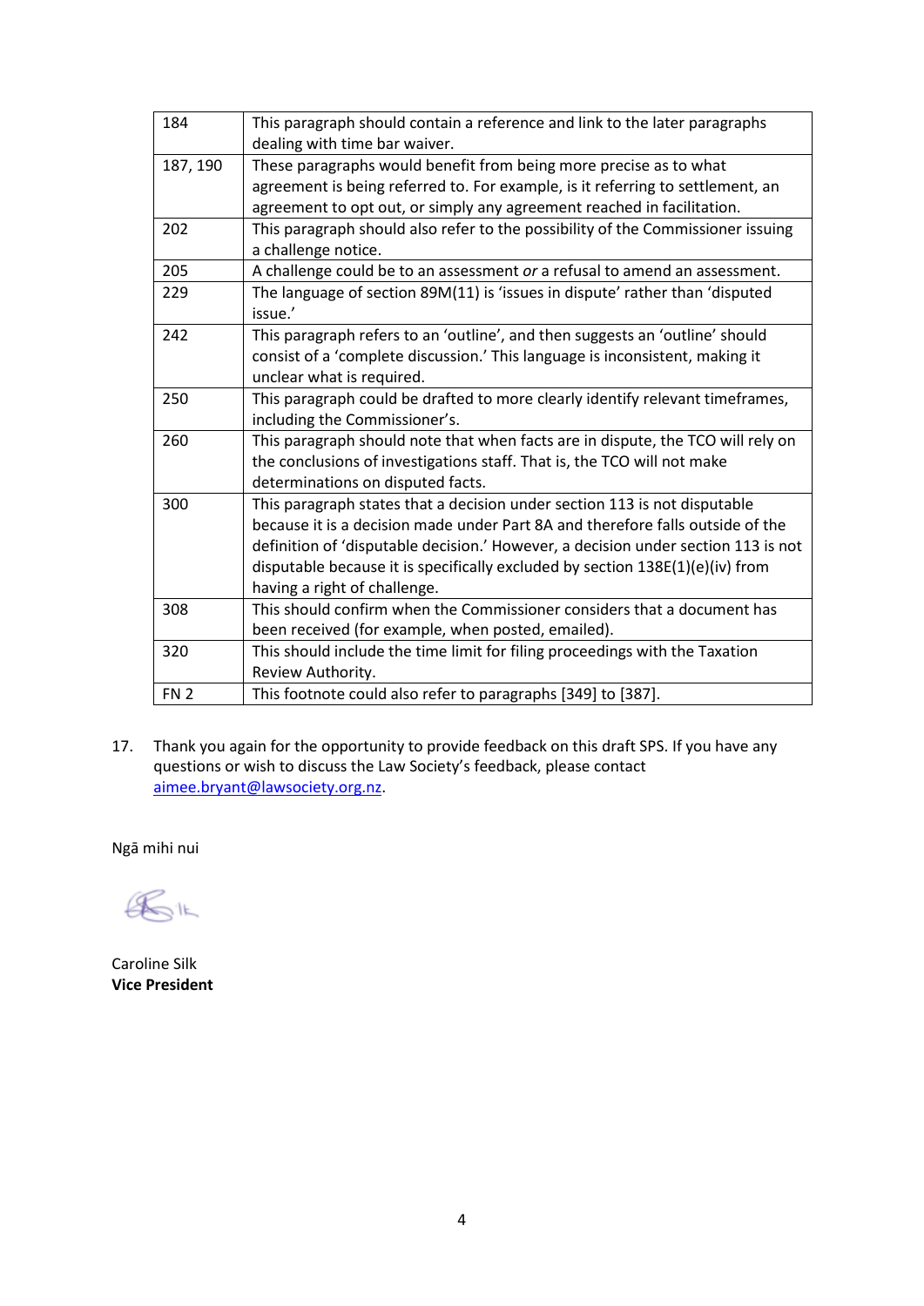| | |
|---|---|
| 184 | This paragraph should contain a reference and link to the later paragraphs dealing with time bar waiver. |
| 187, 190 | These paragraphs would benefit from being more precise as to what agreement is being referred to. For example, is it referring to settlement, an agreement to opt out, or simply any agreement reached in facilitation. |
| 202 | This paragraph should also refer to the possibility of the Commissioner issuing a challenge notice. |
| 205 | A challenge could be to an assessment *or* a refusal to amend an assessment. |
| 229 | The language of section 89M(11) is 'issues in dispute' rather than 'disputed issue.' |
| 242 | This paragraph refers to an 'outline', and then suggests an 'outline' should consist of a 'complete discussion.' This language is inconsistent, making it unclear what is required. |
| 250 | This paragraph could be drafted to more clearly identify relevant timeframes, including the Commissioner's. |
| 260 | This paragraph should note that when facts are in dispute, the TCO will rely on the conclusions of investigations staff. That is, the TCO will not make determinations on disputed facts. |
| 300 | This paragraph states that a decision under section 113 is not disputable because it is a decision made under Part 8A and therefore falls outside of the definition of 'disputable decision.' However, a decision under section 113 is not disputable because it is specifically excluded by section 138E(1)(e)(iv) from having a right of challenge. |
| 308 | This should confirm when the Commissioner considers that a document has been received (for example, when posted, emailed). |
| 320 | This should include the time limit for filing proceedings with the Taxation Review Authority. |
| FN 2 | This footnote could also refer to paragraphs [349] to [387]. |

17. Thank you again for the opportunity to provide feedback on this draft SPS. If you have any questions or wish to discuss the Law Society's feedback, please contact aimee.bryant@lawsociety.org.nz.

Ngā mihi nui

Caroline Silk
**Vice President**